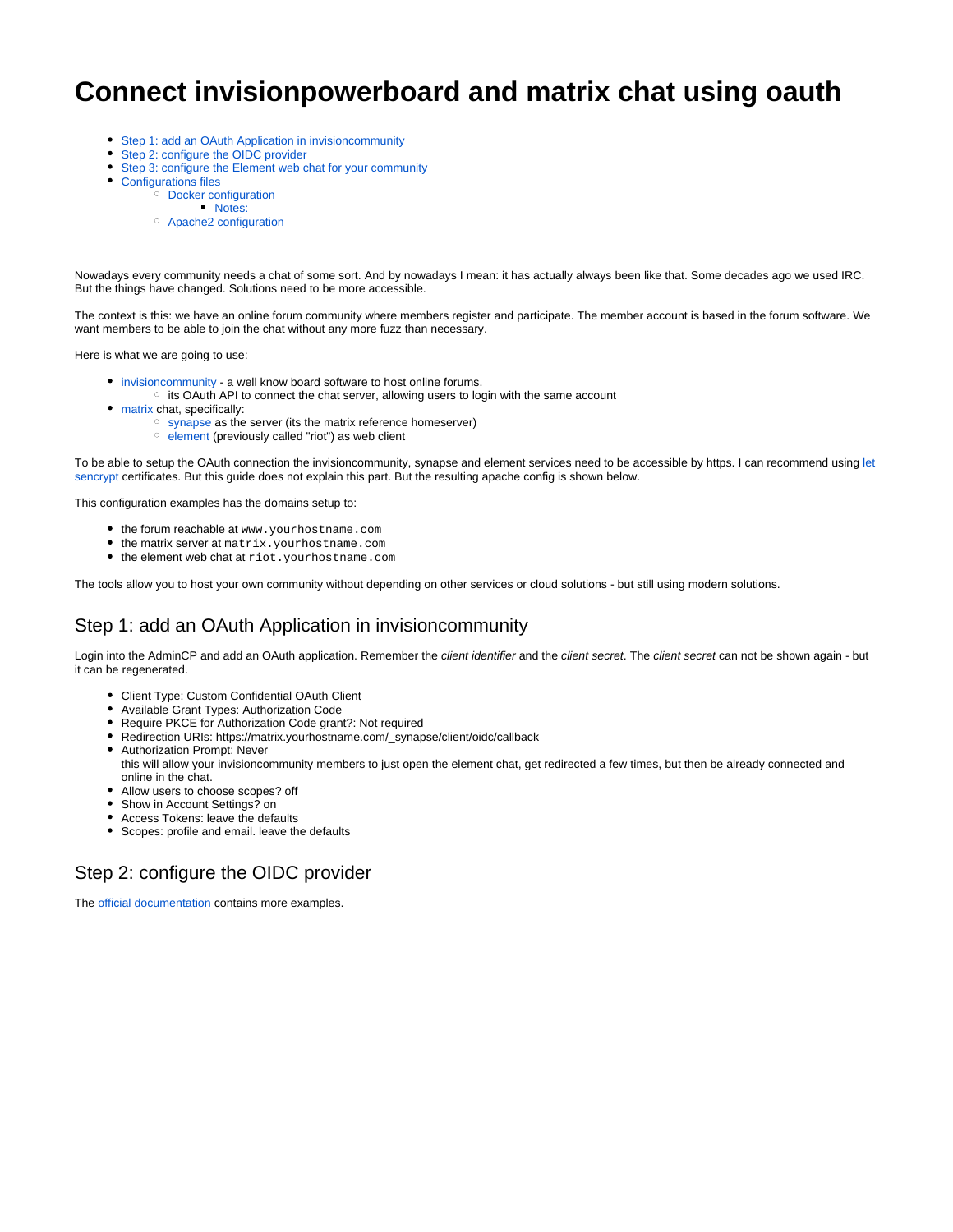# Connect invisionpowerboard and matrix chat using oauth

- Step 1: add an OAuth Application in invisioncommunity
- Step 2: configure the OIDC provider
- Step 3: configure the Element web chat for your community
- Configurations files
  - Docker configuration
    - Notes:
  - Apache2 configuration

Nowadays every community needs a chat of some sort. And by nowadays I mean: it has actually always been like that. Some decades ago we used IRC. But the things have changed. Solutions need to be more accessible.

The context is this: we have an online forum community where members register and participate. The member account is based in the forum software. We want members to be able to join the chat without any more fuzz than necessary.

Here is what we are going to use:

- invisioncommunity - a well know board software to host online forums.
  - its OAuth API to connect the chat server, allowing users to login with the same account
- matrix chat, specifically:
  - synapse as the server (its the matrix reference homeserver)
  - element (previously called "riot") as web client

To be able to setup the OAuth connection the invisioncommunity, synapse and element services need to be accessible by https. I can recommend using let sencrypt certificates. But this guide does not explain this part. But the resulting apache config is shown below.

This configuration examples has the domains setup to:

- the forum reachable at `www.yourhostname.com`
- the matrix server at `matrix.yourhostname.com`
- the element web chat at `riot.yourhostname.com`

The tools allow you to host your own community without depending on other services or cloud solutions - but still using modern solutions.

## Step 1: add an OAuth Application in invisioncommunity

Login into the AdminCP and add an OAuth application. Remember the *client identifier* and the *client secret*. The *client secret* can not be shown again - but it can be regenerated.

- Client Type: Custom Confidential OAuth Client
- Available Grant Types: Authorization Code
- Require PKCE for Authorization Code grant?: Not required
- Redirection URIs: https://matrix.yourhostname.com/_synapse/client/oidc/callback
- Authorization Prompt: Never
  this will allow your invisioncommunity members to just open the element chat, get redirected a few times, but then be already connected and online in the chat.
- Allow users to choose scopes? off
- Show in Account Settings? on
- Access Tokens: leave the defaults
- Scopes: profile and email. leave the defaults

## Step 2: configure the OIDC provider

The official documentation contains more examples.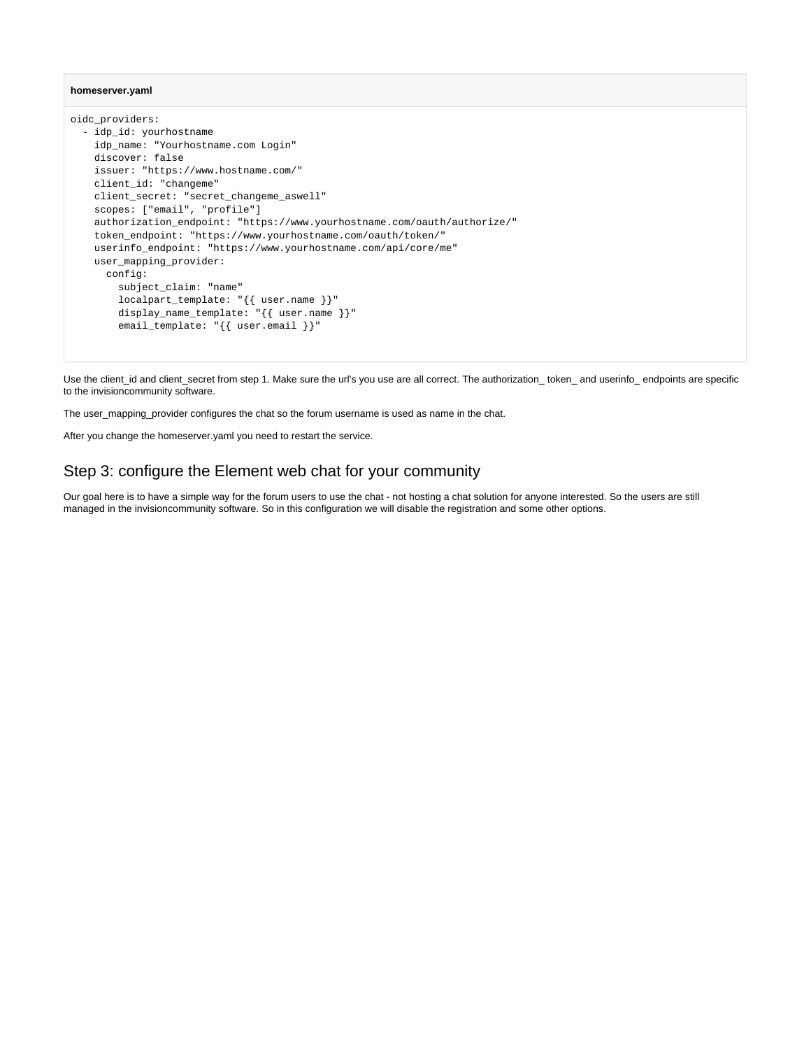**homeserver.yaml**

```
oidc_providers:
  - idp_id: yourhostname
    idp_name: "Yourhostname.com Login"
    discover: false
    issuer: "https://www.hostname.com/"
    client_id: "changeme"
    client_secret: "secret_changeme_aswell"
    scopes: ["email", "profile"]
    authorization_endpoint: "https://www.yourhostname.com/oauth/authorize/"
    token_endpoint: "https://www.yourhostname.com/oauth/token/"
    userinfo_endpoint: "https://www.yourhostname.com/api/core/me"
    user_mapping_provider:
      config:
        subject_claim: "name"
        localpart_template: "{{ user.name }}"
        display_name_template: "{{ user.name }}"
        email_template: "{{ user.email }}"
```

Use the client_id and client_secret from step 1. Make sure the url's you use are all correct. The authorization_ token_ and userinfo_ endpoints are specific to the invisioncommunity software.

The user_mapping_provider configures the chat so the forum username is used as name in the chat.

After you change the homeserver.yaml you need to restart the service.

## Step 3: configure the Element web chat for your community

Our goal here is to have a simple way for the forum users to use the chat - not hosting a chat solution for anyone interested. So the users are still managed in the invisioncommunity software. So in this configuration we will disable the registration and some other options.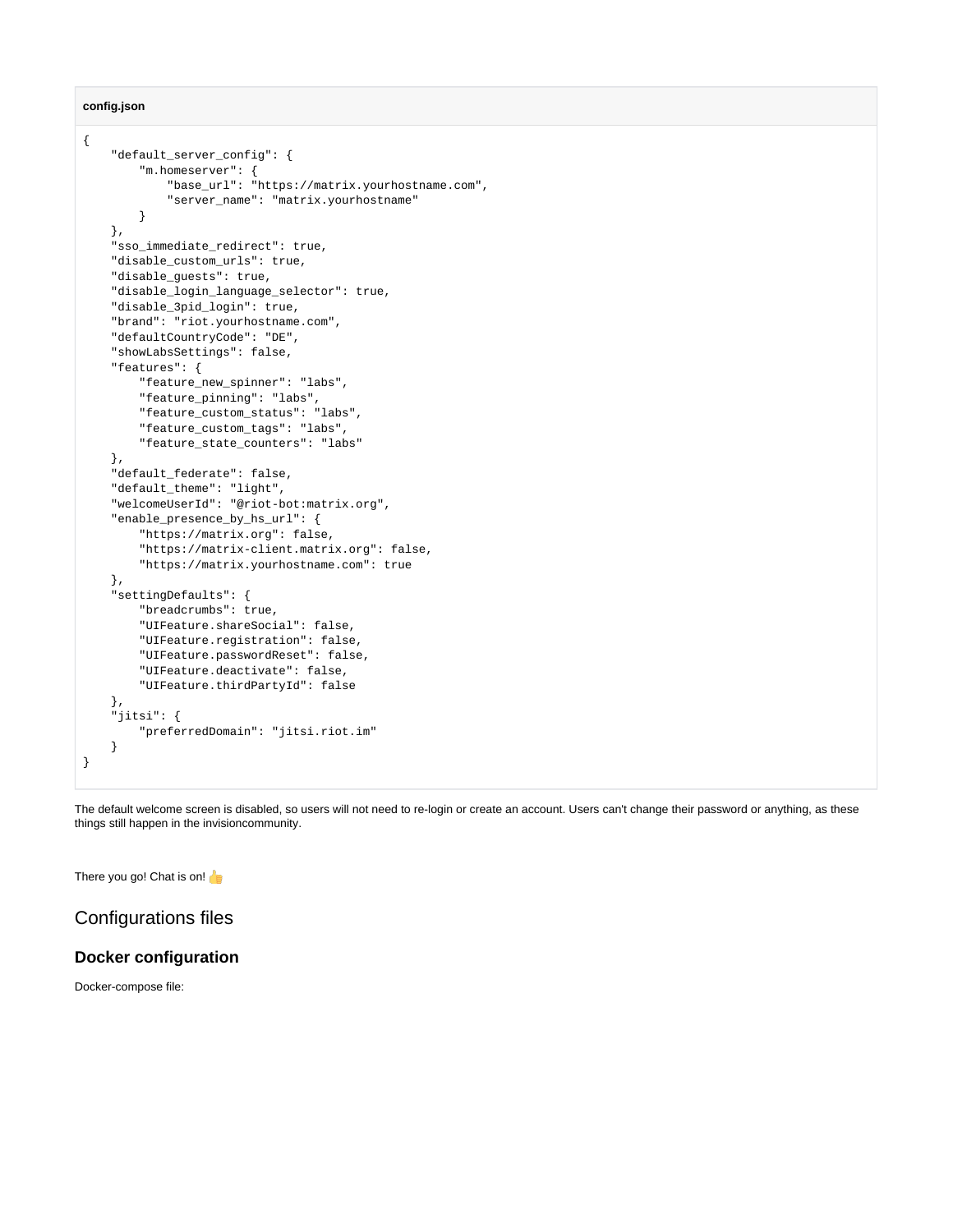**config.json**

```
{
    "default_server_config": {
        "m.homeserver": {
            "base_url": "https://matrix.yourhostname.com",
            "server_name": "matrix.yourhostname"
        }
    },
    "sso_immediate_redirect": true,
    "disable_custom_urls": true,
    "disable_guests": true,
    "disable_login_language_selector": true,
    "disable_3pid_login": true,
    "brand": "riot.yourhostname.com",
    "defaultCountryCode": "DE",
    "showLabsSettings": false,
    "features": {
        "feature_new_spinner": "labs",
        "feature_pinning": "labs",
        "feature_custom_status": "labs",
        "feature_custom_tags": "labs",
        "feature_state_counters": "labs"
    },
    "default_federate": false,
    "default_theme": "light",
    "welcomeUserId": "@riot-bot:matrix.org",
    "enable_presence_by_hs_url": {
        "https://matrix.org": false,
        "https://matrix-client.matrix.org": false,
        "https://matrix.yourhostname.com": true
    },
    "settingDefaults": {
        "breadcrumbs": true,
        "UIFeature.shareSocial": false,
        "UIFeature.registration": false,
        "UIFeature.passwordReset": false,
        "UIFeature.deactivate": false,
        "UIFeature.thirdPartyId": false
    },
    "jitsi": {
        "preferredDomain": "jitsi.riot.im"
    }
}
```

The default welcome screen is disabled, so users will not need to re-login or create an account. Users can't change their password or anything, as these things still happen in the invisioncommunity.

There you go! Chat is on! 👍

## Configurations files

### Docker configuration

Docker-compose file: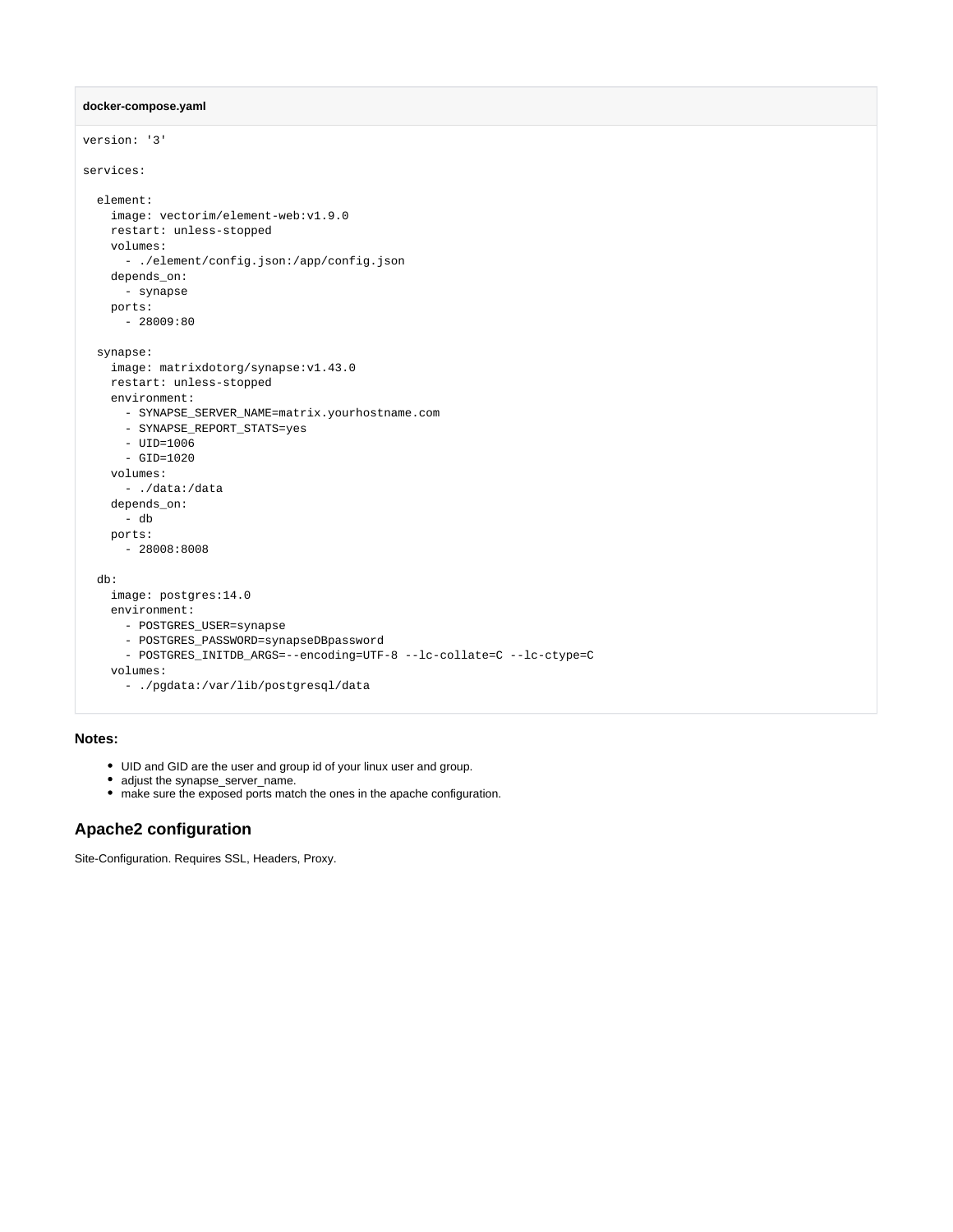**docker-compose.yaml**

```
version: '3'

services:

  element:
    image: vectorim/element-web:v1.9.0
    restart: unless-stopped
    volumes:
      - ./element/config.json:/app/config.json
    depends_on:
      - synapse
    ports:
      - 28009:80

  synapse:
    image: matrixdotorg/synapse:v1.43.0
    restart: unless-stopped
    environment:
      - SYNAPSE_SERVER_NAME=matrix.yourhostname.com
      - SYNAPSE_REPORT_STATS=yes
      - UID=1006
      - GID=1020
    volumes:
      - ./data:/data
    depends_on:
      - db
    ports:
      - 28008:8008

  db:
    image: postgres:14.0
    environment:
      - POSTGRES_USER=synapse
      - POSTGRES_PASSWORD=synapseDBpassword
      - POSTGRES_INITDB_ARGS=--encoding=UTF-8 --lc-collate=C --lc-ctype=C
    volumes:
      - ./pgdata:/var/lib/postgresql/data
```

**Notes:**

- UID and GID are the user and group id of your linux user and group.
- adjust the synapse_server_name.
- make sure the exposed ports match the ones in the apache configuration.

## Apache2 configuration

Site-Configuration. Requires SSL, Headers, Proxy.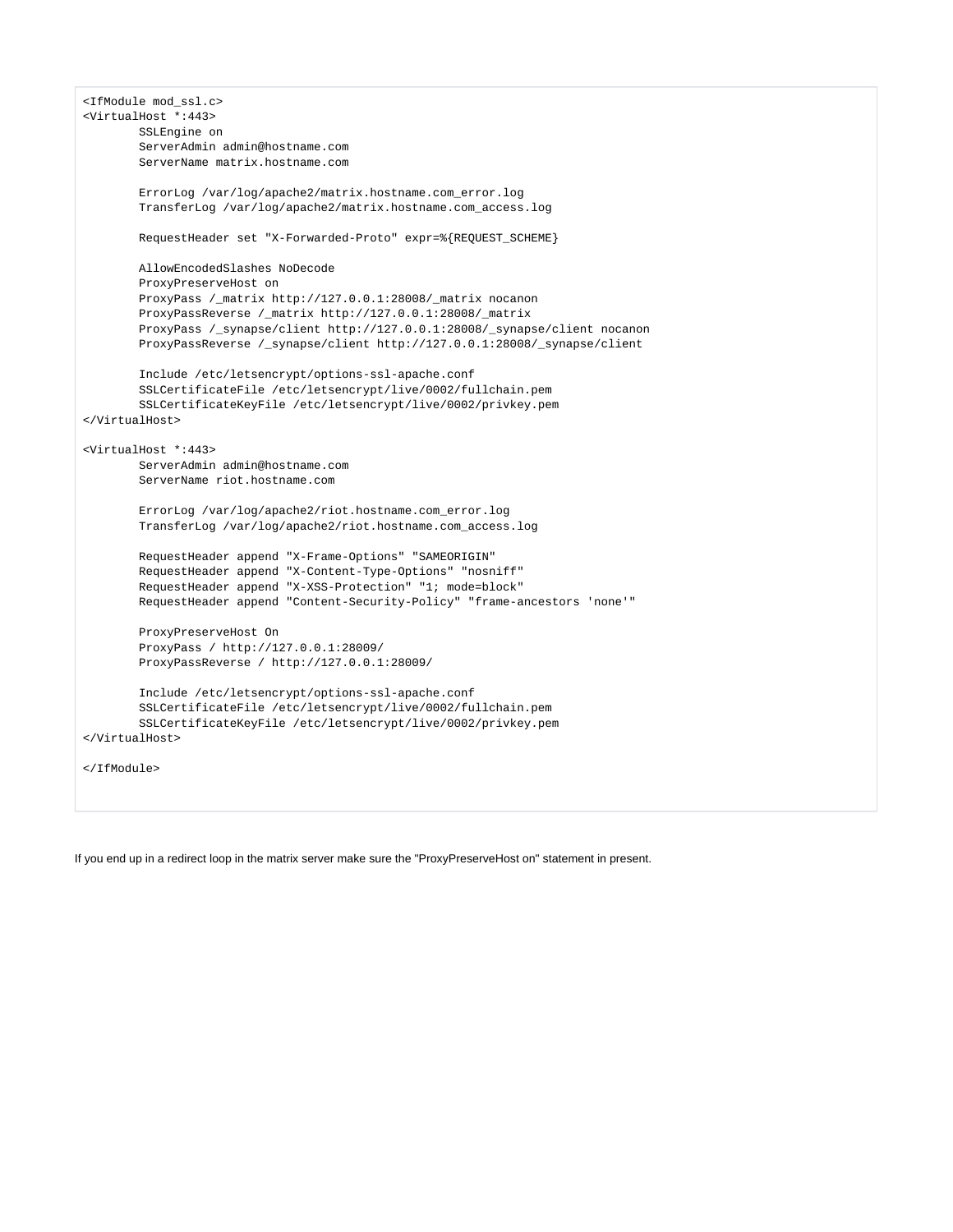```
<IfModule mod_ssl.c>
<VirtualHost *:443>
        SSLEngine on
        ServerAdmin admin@hostname.com
        ServerName matrix.hostname.com

        ErrorLog /var/log/apache2/matrix.hostname.com_error.log
        TransferLog /var/log/apache2/matrix.hostname.com_access.log

        RequestHeader set "X-Forwarded-Proto" expr=%{REQUEST_SCHEME}

        AllowEncodedSlashes NoDecode
        ProxyPreserveHost on
        ProxyPass /_matrix http://127.0.0.1:28008/_matrix nocanon
        ProxyPassReverse /_matrix http://127.0.0.1:28008/_matrix
        ProxyPass /_synapse/client http://127.0.0.1:28008/_synapse/client nocanon
        ProxyPassReverse /_synapse/client http://127.0.0.1:28008/_synapse/client

        Include /etc/letsencrypt/options-ssl-apache.conf
        SSLCertificateFile /etc/letsencrypt/live/0002/fullchain.pem
        SSLCertificateKeyFile /etc/letsencrypt/live/0002/privkey.pem
</VirtualHost>

<VirtualHost *:443>
        ServerAdmin admin@hostname.com
        ServerName riot.hostname.com

        ErrorLog /var/log/apache2/riot.hostname.com_error.log
        TransferLog /var/log/apache2/riot.hostname.com_access.log

        RequestHeader append "X-Frame-Options" "SAMEORIGIN"
        RequestHeader append "X-Content-Type-Options" "nosniff"
        RequestHeader append "X-XSS-Protection" "1; mode=block"
        RequestHeader append "Content-Security-Policy" "frame-ancestors 'none'"

        ProxyPreserveHost On
        ProxyPass / http://127.0.0.1:28009/
        ProxyPassReverse / http://127.0.0.1:28009/

        Include /etc/letsencrypt/options-ssl-apache.conf
        SSLCertificateFile /etc/letsencrypt/live/0002/fullchain.pem
        SSLCertificateKeyFile /etc/letsencrypt/live/0002/privkey.pem
</VirtualHost>

</IfModule>
```

If you end up in a redirect loop in the matrix server make sure the "ProxyPreserveHost on" statement in present.